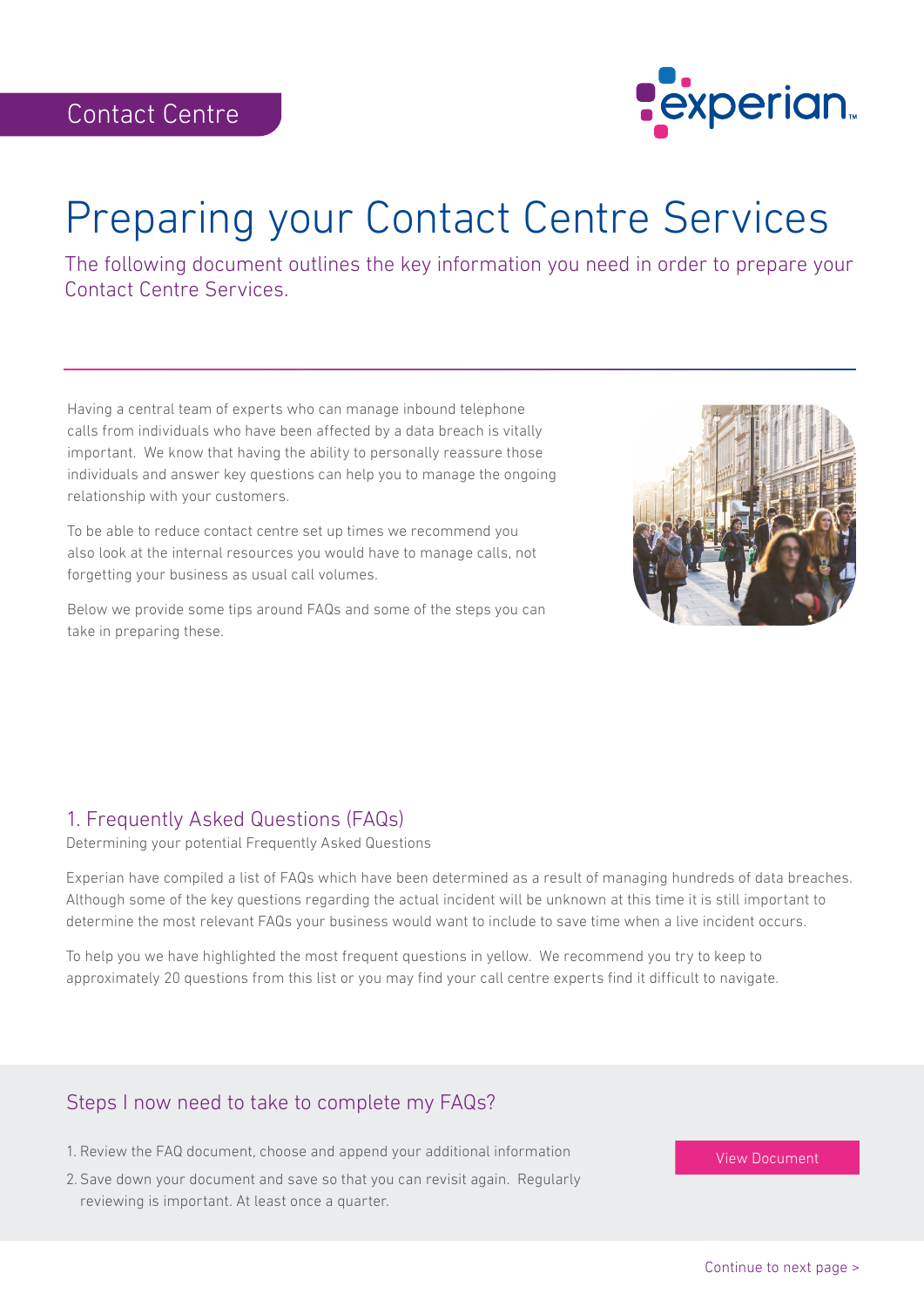Contact Centre

# Preparing your Contact Centre Services

The following document outlines the key information you need in order to prepare your Contact Centre Services.

Having a central team of experts who can manage inbound telephone calls from individuals who have been affected by a data breach is vitally important. We know that having the ability to personally reassure those individuals and answer key questions can help you to manage the ongoing relationship with your customers.

To be able to reduce contact centre set up times we recommend you also look at the internal resources you would have to manage calls, not forgetting your business as usual call volumes.

Below we provide some tips around FAQs and some of the steps you can take in preparing these.

## 1. Frequently Asked Questions (FAQs)

Determining your potential Frequently Asked Questions

Experian have compiled a list of FAQs which have been determined as a result of managing hundreds of data breaches. Although some of the key questions regarding the actual incident will be unknown at this time it is still important to determine the most relevant FAQs your business would want to include to save time when a live incident occurs.

To help you we have highlighted the most frequent questions in yellow. We recommend you try to keep to approximately 20 questions from this list or you may find your call centre experts find it difficult to navigate.

### Steps I now need to take to complete my FAQs?

1. Review the FAQ document, choose and append your additional information
2. Save down your document and save so that you can revisit again. Regularly reviewing is important. At least once a quarter.

View Document

Continue to next page >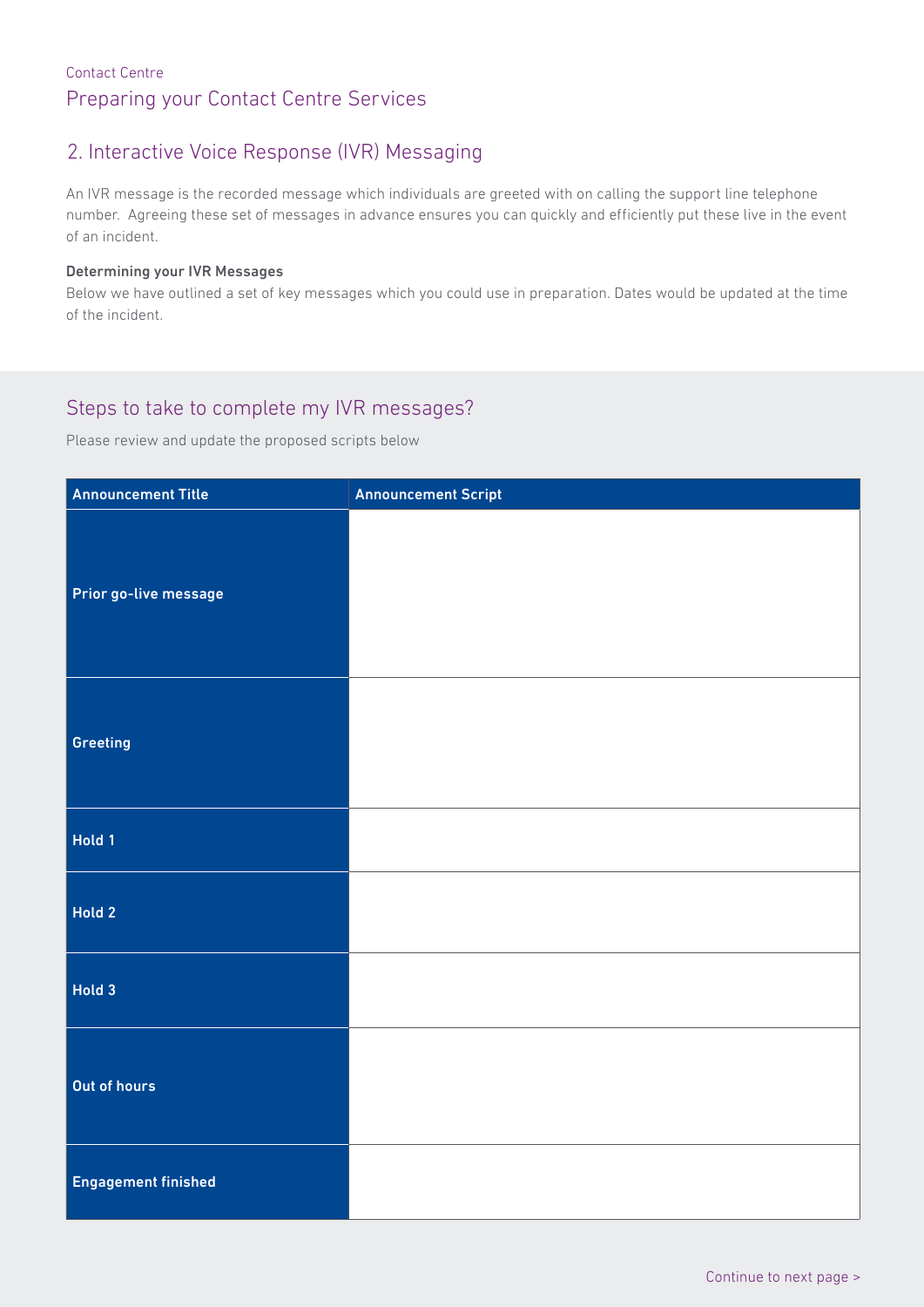Contact Centre

# Preparing your Contact Centre Services

## 2. Interactive Voice Response (IVR) Messaging

An IVR message is the recorded message which individuals are greeted with on calling the support line telephone number. Agreeing these set of messages in advance ensures you can quickly and efficiently put these live in the event of an incident.

**Determining your IVR Messages**

Below we have outlined a set of key messages which you could use in preparation. Dates would be updated at the time of the incident.

## Steps to take to complete my IVR messages?

Please review and update the proposed scripts below

| Announcement Title | Announcement Script |
|---|---|
| **Prior go-live message** | |
| **Greeting** | |
| **Hold 1** | |
| **Hold 2** | |
| **Hold 3** | |
| **Out of hours** | |
| **Engagement finished** | |

Continue to next page >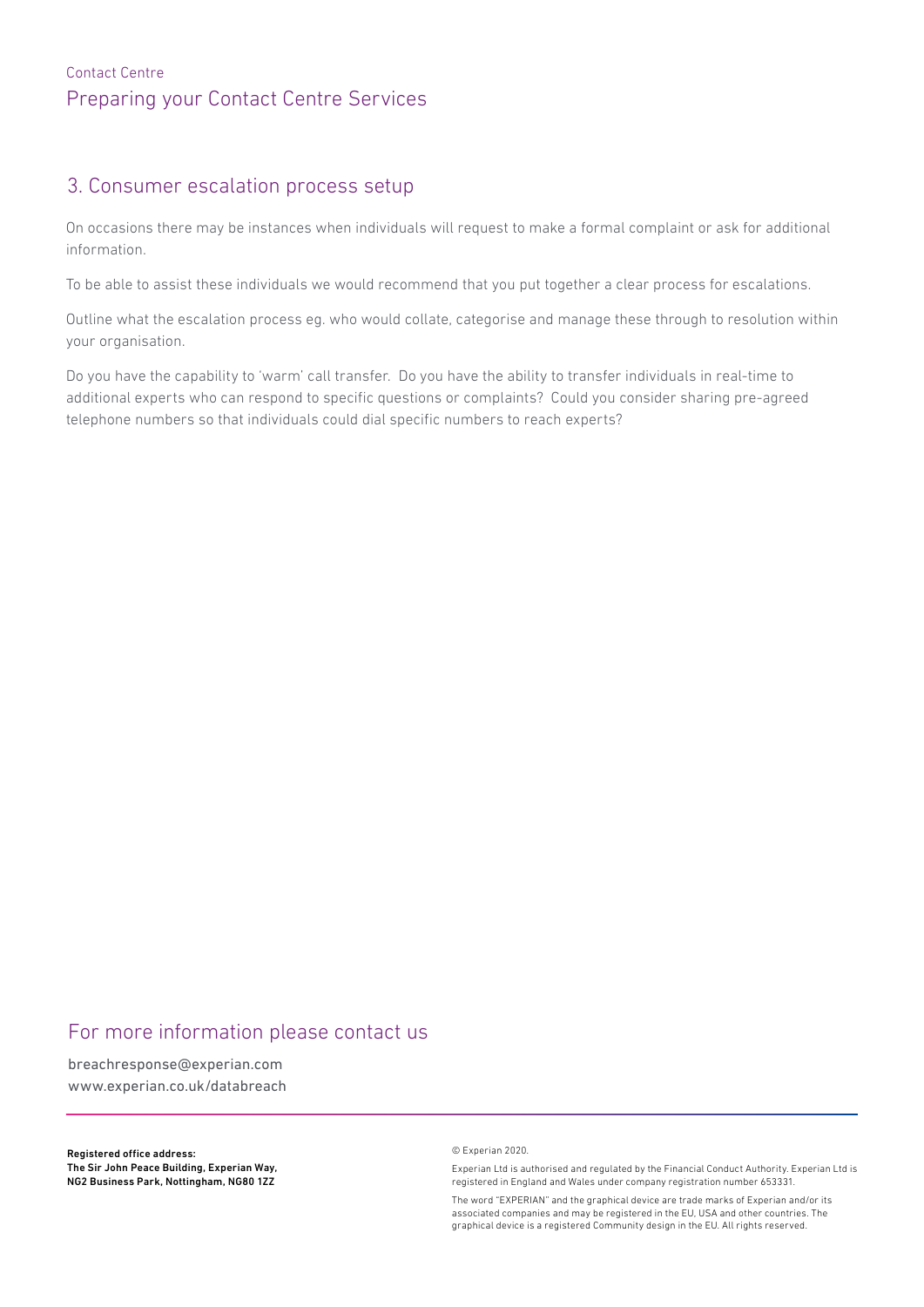## 3. Consumer escalation process setup

On occasions there may be instances when individuals will request to make a formal complaint or ask for additional information.

To be able to assist these individuals we would recommend that you put together a clear process for escalations.

Outline what the escalation process eg. who would collate, categorise and manage these through to resolution within your organisation.

Do you have the capability to 'warm' call transfer. Do you have the ability to transfer individuals in real-time to additional experts who can respond to specific questions or complaints? Could you consider sharing pre-agreed telephone numbers so that individuals could dial specific numbers to reach experts?

## For more information please contact us

breachresponse@experian.com
www.experian.co.uk/databreach

**Registered office address:**
**The Sir John Peace Building, Experian Way, NG2 Business Park, Nottingham, NG80 1ZZ**

© Experian 2020.

Experian Ltd is authorised and regulated by the Financial Conduct Authority. Experian Ltd is registered in England and Wales under company registration number 653331.

The word "EXPERIAN" and the graphical device are trade marks of Experian and/or its associated companies and may be registered in the EU, USA and other countries. The graphical device is a registered Community design in the EU. All rights reserved.